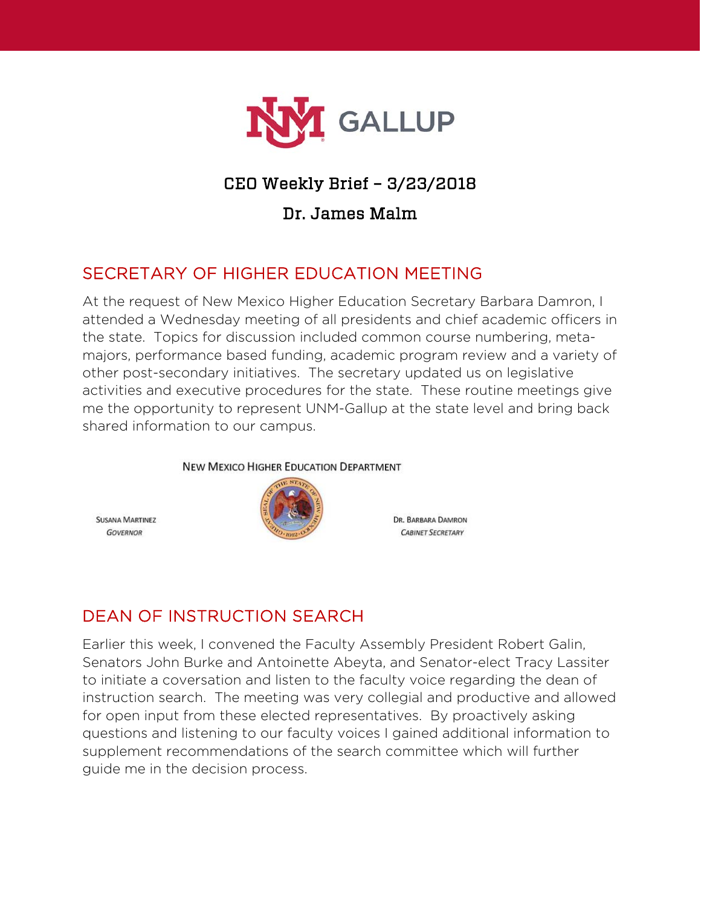# CEO Weekly Brief – 3/23/2018

## Dr. James Malm

## SECRETARY OF HIGHER EDUCATION MEETING

At the request of New Mexico Higher Education Secretary Barbara Damron, I attended a Wednesday meeting of all presidents and chief academic officers in the state. Topics for discussion included common course numbering, meta-majors, performance based funding, academic program review and a variety of other post-secondary initiatives. The secretary updated us on legislative activities and executive procedures for the state. These routine meetings give me the opportunity to represent UNM-Gallup at the state level and bring back shared information to our campus.

NEW MEXICO HIGHER EDUCATION DEPARTMENT

SUSANA MARTINEZ
*GOVERNOR*

DR. BARBARA DAMRON
*CABINET SECRETARY*

## DEAN OF INSTRUCTION SEARCH

Earlier this week, I convened the Faculty Assembly President Robert Galin, Senators John Burke and Antoinette Abeyta, and Senator-elect Tracy Lassiter to initiate a coversation and listen to the faculty voice regarding the dean of instruction search. The meeting was very collegial and productive and allowed for open input from these elected representatives. By proactively asking questions and listening to our faculty voices I gained additional information to supplement recommendations of the search committee which will further guide me in the decision process.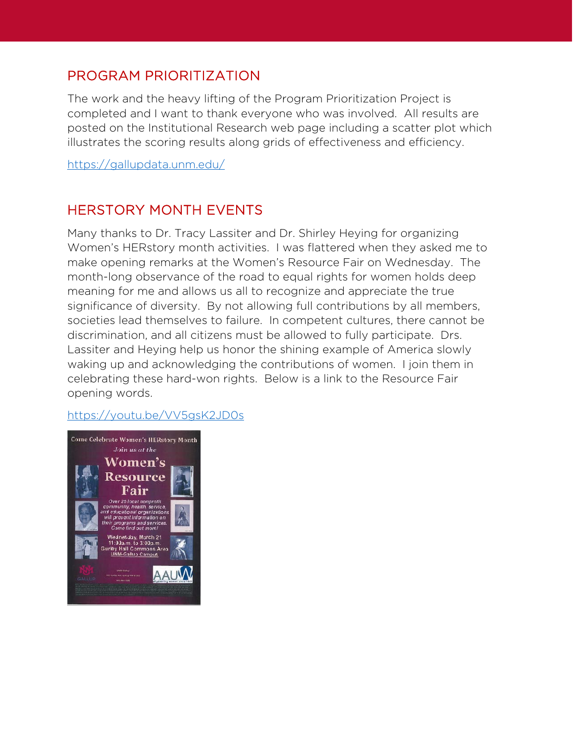## PROGRAM PRIORITIZATION

The work and the heavy lifting of the Program Prioritization Project is completed and I want to thank everyone who was involved. All results are posted on the Institutional Research web page including a scatter plot which illustrates the scoring results along grids of effectiveness and efficiency.

https://gallupdata.unm.edu/

## HERSTORY MONTH EVENTS

Many thanks to Dr. Tracy Lassiter and Dr. Shirley Heying for organizing Women's HERstory month activities. I was flattered when they asked me to make opening remarks at the Women's Resource Fair on Wednesday. The month-long observance of the road to equal rights for women holds deep meaning for me and allows us all to recognize and appreciate the true significance of diversity. By not allowing full contributions by all members, societies lead themselves to failure. In competent cultures, there cannot be discrimination, and all citizens must be allowed to fully participate. Drs. Lassiter and Heying help us honor the shining example of America slowly waking up and acknowledging the contributions of women. I join them in celebrating these hard-won rights. Below is a link to the Resource Fair opening words.

https://youtu.be/VV5gsK2JD0s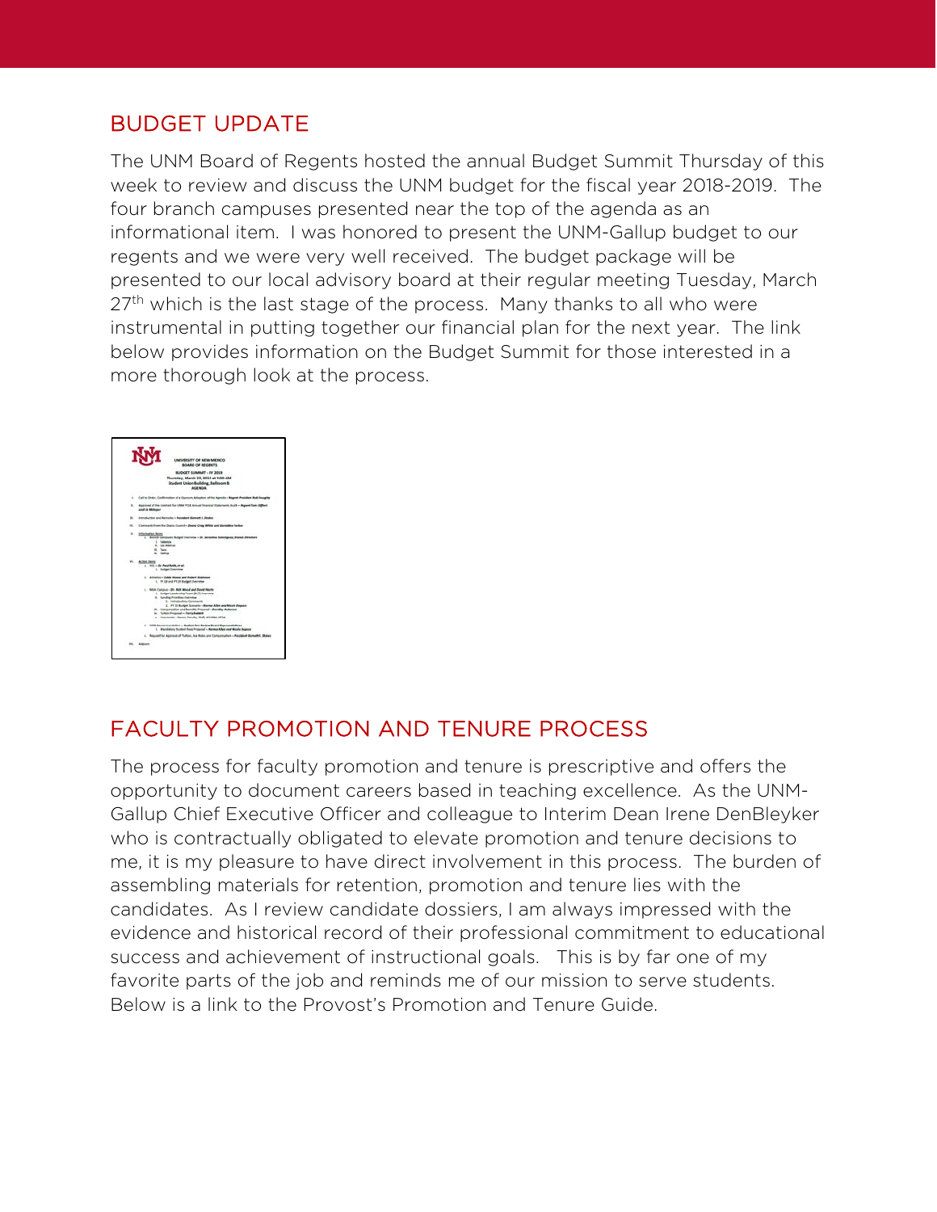## BUDGET UPDATE

The UNM Board of Regents hosted the annual Budget Summit Thursday of this week to review and discuss the UNM budget for the fiscal year 2018-2019. The four branch campuses presented near the top of the agenda as an informational item. I was honored to present the UNM-Gallup budget to our regents and we were very well received. The budget package will be presented to our local advisory board at their regular meeting Tuesday, March 27th which is the last stage of the process. Many thanks to all who were instrumental in putting together our financial plan for the next year. The link below provides information on the Budget Summit for those interested in a more thorough look at the process.

## FACULTY PROMOTION AND TENURE PROCESS

The process for faculty promotion and tenure is prescriptive and offers the opportunity to document careers based in teaching excellence. As the UNM-Gallup Chief Executive Officer and colleague to Interim Dean Irene DenBleyker who is contractually obligated to elevate promotion and tenure decisions to me, it is my pleasure to have direct involvement in this process. The burden of assembling materials for retention, promotion and tenure lies with the candidates. As I review candidate dossiers, I am always impressed with the evidence and historical record of their professional commitment to educational success and achievement of instructional goals. This is by far one of my favorite parts of the job and reminds me of our mission to serve students. Below is a link to the Provost's Promotion and Tenure Guide.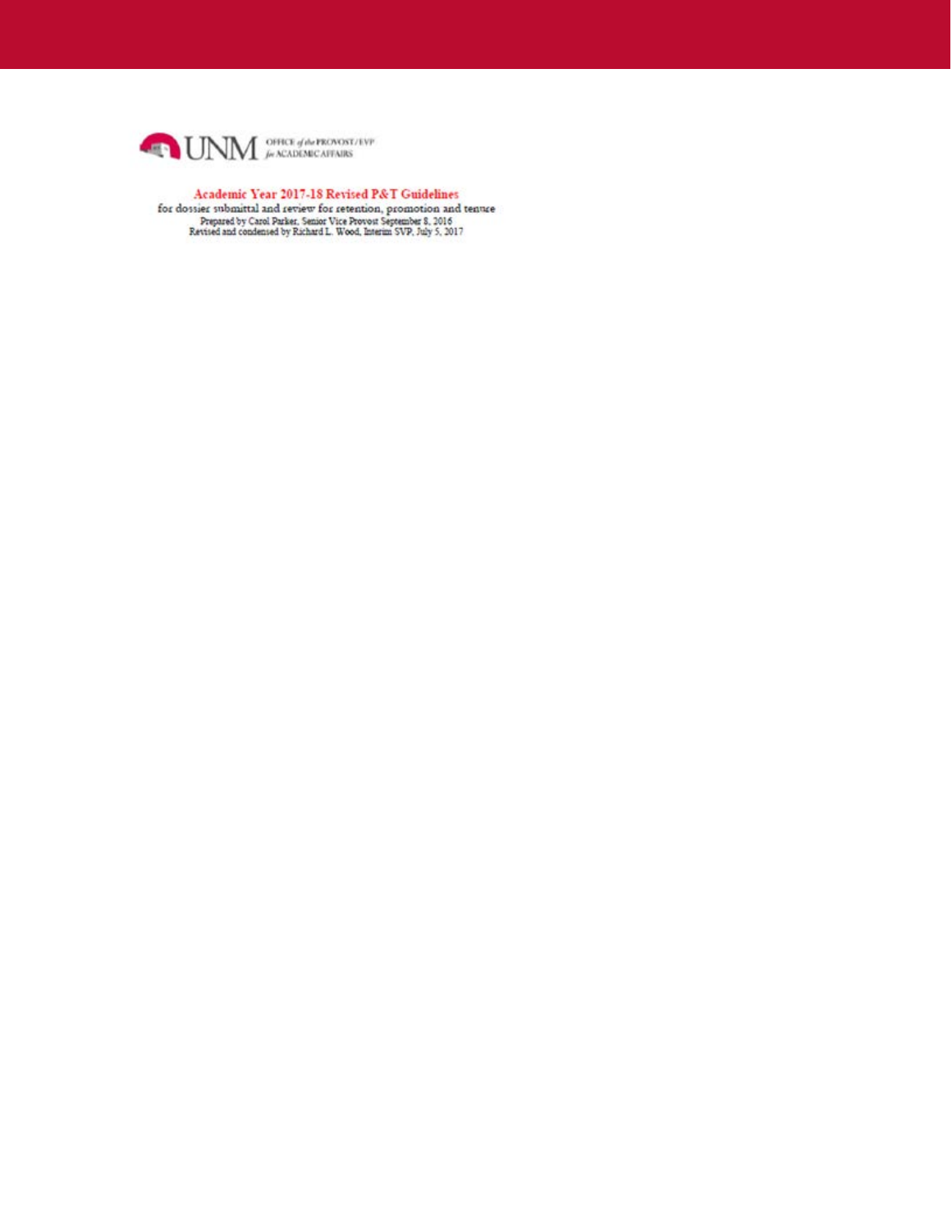UNM OFFICE of the PROVOST/EVP for ACADEMIC AFFAIRS

**Academic Year 2017-18 Revised P&T Guidelines**

for dossier submittal and review for retention, promotion and tenure

Prepared by Carol Parker, Senior Vice Provost September 8, 2016

Revised and condensed by Richard L. Wood, Interim SVP, July 5, 2017